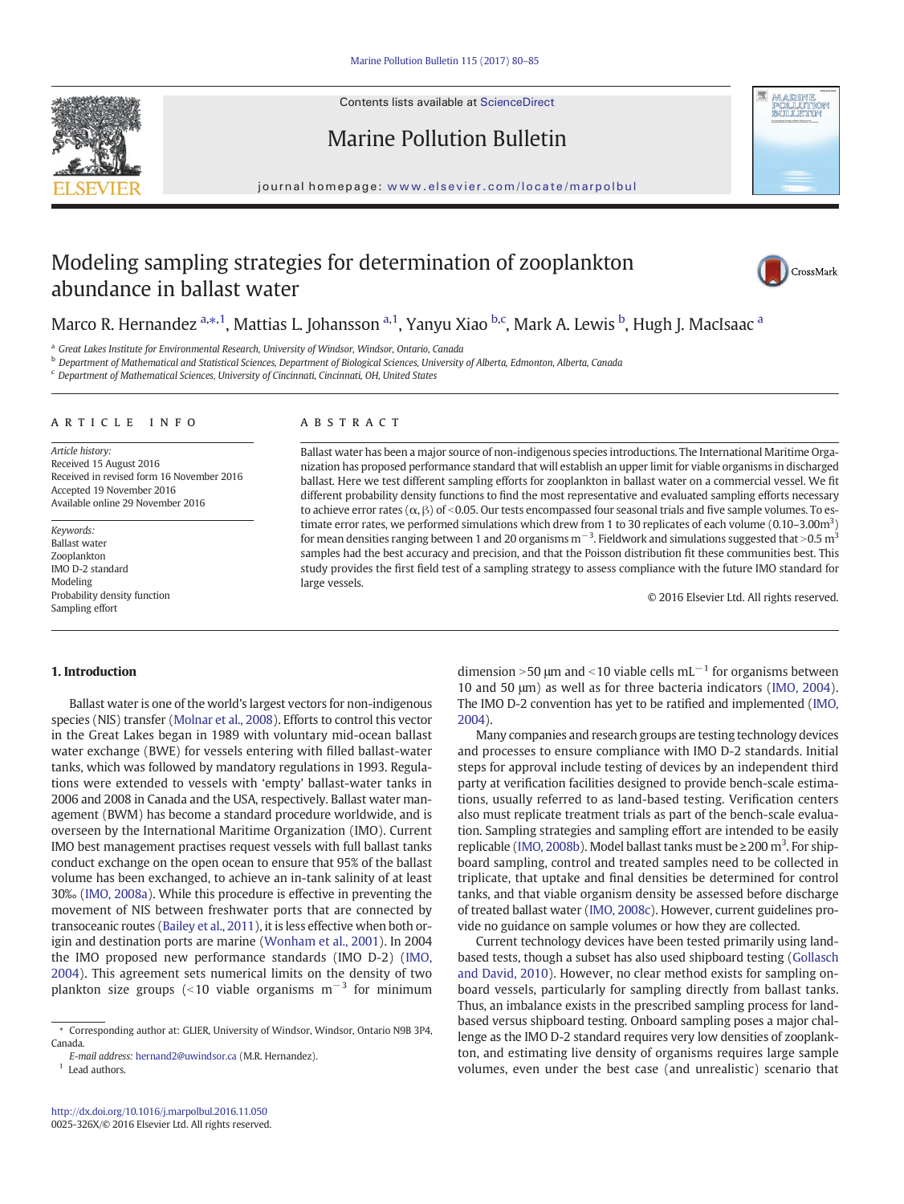Contents lists available at ScienceDirect

# Marine Pollution Bulletin

journal homepage: www.elsevier.com/locate/marpolbul

# Modeling sampling strategies for determination of zooplankton abundance in ballast water

Marco R. Hernandez [a,*,1], Mattias L. Johansson [a,1], Yanyu Xiao [b,c], Mark A. Lewis [b], Hugh J. MacIsaac [a]

[a] Great Lakes Institute for Environmental Research, University of Windsor, Windsor, Ontario, Canada
[b] Department of Mathematical and Statistical Sciences, Department of Biological Sciences, University of Alberta, Edmonton, Alberta, Canada
[c] Department of Mathematical Sciences, University of Cincinnati, Cincinnati, OH, United States

**ARTICLE INFO**

*Article history:*
Received 15 August 2016
Received in revised form 16 November 2016
Accepted 19 November 2016
Available online 29 November 2016

*Keywords:*
Ballast water
Zooplankton
IMO D-2 standard
Modeling
Probability density function
Sampling effort

**ABSTRACT**

Ballast water has been a major source of non-indigenous species introductions. The International Maritime Organization has proposed performance standard that will establish an upper limit for viable organisms in discharged ballast. Here we test different sampling efforts for zooplankton in ballast water on a commercial vessel. We fit different probability density functions to find the most representative and evaluated sampling efforts necessary to achieve error rates ($\alpha$, $\beta$) of <0.05. Our tests encompassed four seasonal trials and five sample volumes. To estimate error rates, we performed simulations which drew from 1 to 30 replicates of each volume (0.10–3.00$m^3$) for mean densities ranging between 1 and 20 organisms $m^{-3}$. Fieldwork and simulations suggested that >0.5 $m^3$ samples had the best accuracy and precision, and that the Poisson distribution fit these communities best. This study provides the first field test of a sampling strategy to assess compliance with the future IMO standard for large vessels.

© 2016 Elsevier Ltd. All rights reserved.

## 1. Introduction

Ballast water is one of the world's largest vectors for non-indigenous species (NIS) transfer (Molnar et al., 2008). Efforts to control this vector in the Great Lakes began in 1989 with voluntary mid-ocean ballast water exchange (BWE) for vessels entering with filled ballast-water tanks, which was followed by mandatory regulations in 1993. Regulations were extended to vessels with 'empty' ballast-water tanks in 2006 and 2008 in Canada and the USA, respectively. Ballast water management (BWM) has become a standard procedure worldwide, and is overseen by the International Maritime Organization (IMO). Current IMO best management practises request vessels with full ballast tanks conduct exchange on the open ocean to ensure that 95% of the ballast volume has been exchanged, to achieve an in-tank salinity of at least 30‰ (IMO, 2008a). While this procedure is effective in preventing the movement of NIS between freshwater ports that are connected by transoceanic routes (Bailey et al., 2011), it is less effective when both origin and destination ports are marine (Wonham et al., 2001). In 2004 the IMO proposed new performance standards (IMO D-2) (IMO, 2004). This agreement sets numerical limits on the density of two plankton size groups (<10 viable organisms $m^{-3}$ for minimum dimension >50 μm and <10 viable cells $mL^{-1}$ for organisms between 10 and 50 μm) as well as for three bacteria indicators (IMO, 2004). The IMO D-2 convention has yet to be ratified and implemented (IMO, 2004).

Many companies and research groups are testing technology devices and processes to ensure compliance with IMO D-2 standards. Initial steps for approval include testing of devices by an independent third party at verification facilities designed to provide bench-scale estimations, usually referred to as land-based testing. Verification centers also must replicate treatment trials as part of the bench-scale evaluation. Sampling strategies and sampling effort are intended to be easily replicable (IMO, 2008b). Model ballast tanks must be ≥200 $m^3$. For shipboard sampling, control and treated samples need to be collected in triplicate, that uptake and final densities be determined for control tanks, and that viable organism density be assessed before discharge of treated ballast water (IMO, 2008c). However, current guidelines provide no guidance on sample volumes or how they are collected.

Current technology devices have been tested primarily using land-based tests, though a subset has also used shipboard testing (Gollasch and David, 2010). However, no clear method exists for sampling onboard vessels, particularly for sampling directly from ballast tanks. Thus, an imbalance exists in the prescribed sampling process for land-based versus shipboard testing. Onboard sampling poses a major challenge as the IMO D-2 standard requires very low densities of zooplankton, and estimating live density of organisms requires large sample volumes, even under the best case (and unrealistic) scenario that

* Corresponding author at: GLIER, University of Windsor, Windsor, Ontario N9B 3P4, Canada.
E-mail address: hernand2@uwindsor.ca (M.R. Hernandez).
[1] Lead authors.

http://dx.doi.org/10.1016/j.marpolbul.2016.11.050
0025-326X/© 2016 Elsevier Ltd. All rights reserved.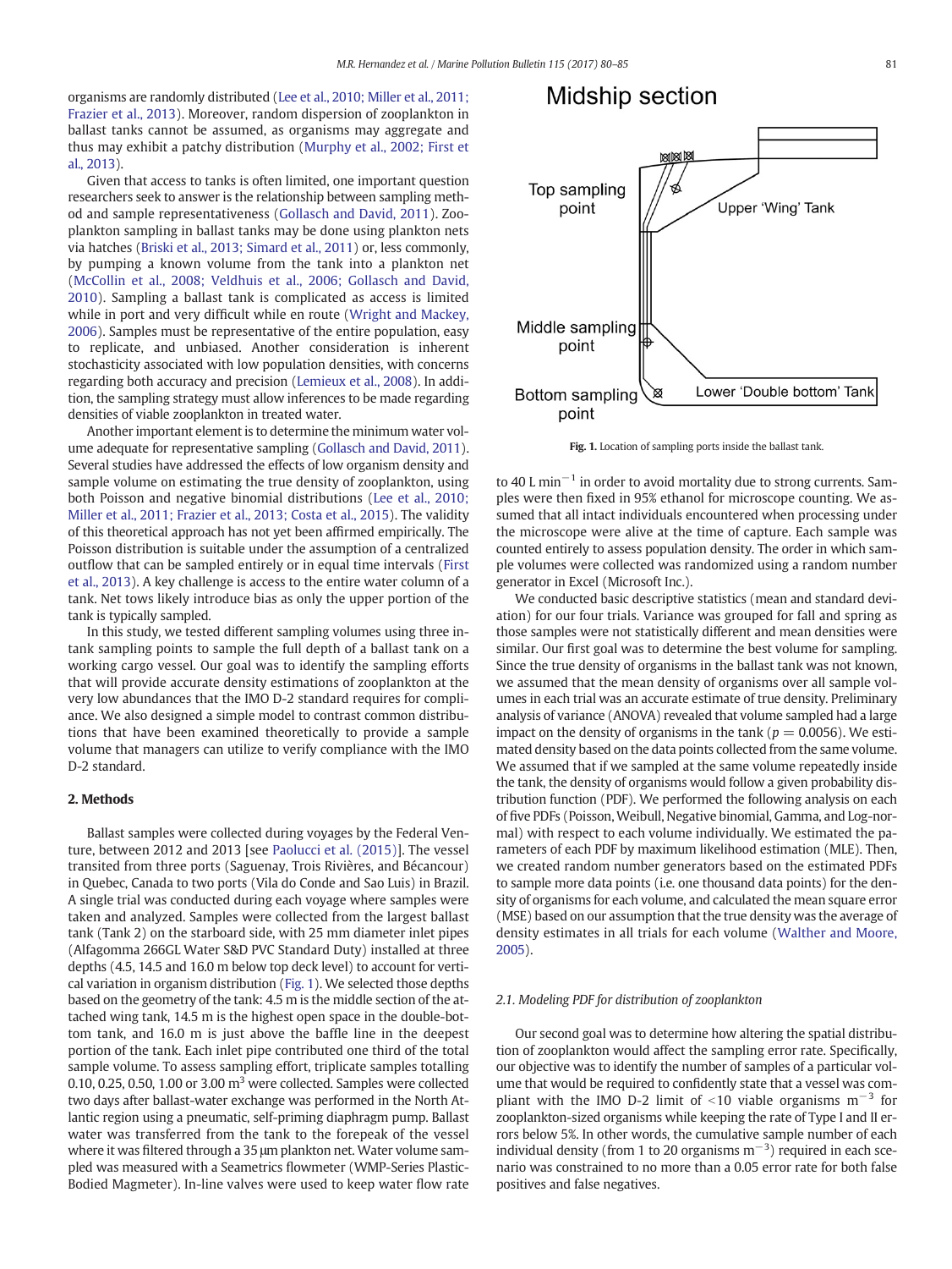organisms are randomly distributed (Lee et al., 2010; Miller et al., 2011; Frazier et al., 2013). Moreover, random dispersion of zooplankton in ballast tanks cannot be assumed, as organisms may aggregate and thus may exhibit a patchy distribution (Murphy et al., 2002; First et al., 2013).

Given that access to tanks is often limited, one important question researchers seek to answer is the relationship between sampling method and sample representativeness (Gollasch and David, 2011). Zooplankton sampling in ballast tanks may be done using plankton nets via hatches (Briski et al., 2013; Simard et al., 2011) or, less commonly, by pumping a known volume from the tank into a plankton net (McCollin et al., 2008; Veldhuis et al., 2006; Gollasch and David, 2010). Sampling a ballast tank is complicated as access is limited while in port and very difficult while en route (Wright and Mackey, 2006). Samples must be representative of the entire population, easy to replicate, and unbiased. Another consideration is inherent stochasticity associated with low population densities, with concerns regarding both accuracy and precision (Lemieux et al., 2008). In addition, the sampling strategy must allow inferences to be made regarding densities of viable zooplankton in treated water.

Another important element is to determine the minimum water volume adequate for representative sampling (Gollasch and David, 2011). Several studies have addressed the effects of low organism density and sample volume on estimating the true density of zooplankton, using both Poisson and negative binomial distributions (Lee et al., 2010; Miller et al., 2011; Frazier et al., 2013; Costa et al., 2015). The validity of this theoretical approach has not yet been affirmed empirically. The Poisson distribution is suitable under the assumption of a centralized outflow that can be sampled entirely or in equal time intervals (First et al., 2013). A key challenge is access to the entire water column of a tank. Net tows likely introduce bias as only the upper portion of the tank is typically sampled.

In this study, we tested different sampling volumes using three in-tank sampling points to sample the full depth of a ballast tank on a working cargo vessel. Our goal was to identify the sampling efforts that will provide accurate density estimations of zooplankton at the very low abundances that the IMO D-2 standard requires for compliance. We also designed a simple model to contrast common distributions that have been examined theoretically to provide a sample volume that managers can utilize to verify compliance with the IMO D-2 standard.

## 2. Methods

Ballast samples were collected during voyages by the Federal Venture, between 2012 and 2013 [see Paolucci et al. (2015)]. The vessel transited from three ports (Saguenay, Trois Rivières, and Bécancour) in Quebec, Canada to two ports (Vila do Conde and Sao Luis) in Brazil. A single trial was conducted during each voyage where samples were taken and analyzed. Samples were collected from the largest ballast tank (Tank 2) on the starboard side, with 25 mm diameter inlet pipes (Alfagomma 266GL Water S&D PVC Standard Duty) installed at three depths (4.5, 14.5 and 16.0 m below top deck level) to account for vertical variation in organism distribution (Fig. 1). We selected those depths based on the geometry of the tank: 4.5 m is the middle section of the attached wing tank, 14.5 m is the highest open space in the double-bottom tank, and 16.0 m is just above the baffle line in the deepest portion of the tank. Each inlet pipe contributed one third of the total sample volume. To assess sampling effort, triplicate samples totalling 0.10, 0.25, 0.50, 1.00 or 3.00 $m^3$ were collected. Samples were collected two days after ballast-water exchange was performed in the North Atlantic region using a pneumatic, self-priming diaphragm pump. Ballast water was transferred from the tank to the forepeak of the vessel where it was filtered through a 35 μm plankton net. Water volume sampled was measured with a Seametrics flowmeter (WMP-Series Plastic-Bodied Magmeter). In-line valves were used to keep water flow rate to 40 L $min^{-1}$ in order to avoid mortality due to strong currents. Samples were then fixed in 95% ethanol for microscope counting. We assumed that all intact individuals encountered when processing under the microscope were alive at the time of capture. Each sample was counted entirely to assess population density. The order in which sample volumes were collected was randomized using a random number generator in Excel (Microsoft Inc.).

Midship section

Top sampling point — Upper 'Wing' Tank

Middle sampling point

Bottom sampling point — Lower 'Double bottom' Tank

Fig. 1. Location of sampling ports inside the ballast tank.

We conducted basic descriptive statistics (mean and standard deviation) for our four trials. Variance was grouped for fall and spring as those samples were not statistically different and mean densities were similar. Our first goal was to determine the best volume for sampling. Since the true density of organisms in the ballast tank was not known, we assumed that the mean density of organisms over all sample volumes in each trial was an accurate estimate of true density. Preliminary analysis of variance (ANOVA) revealed that volume sampled had a large impact on the density of organisms in the tank ($p = 0.0056$). We estimated density based on the data points collected from the same volume. We assumed that if we sampled at the same volume repeatedly inside the tank, the density of organisms would follow a given probability distribution function (PDF). We performed the following analysis on each of five PDFs (Poisson, Weibull, Negative binomial, Gamma, and Log-normal) with respect to each volume individually. We estimated the parameters of each PDF by maximum likelihood estimation (MLE). Then, we created random number generators based on the estimated PDFs to sample more data points (i.e. one thousand data points) for the density of organisms for each volume, and calculated the mean square error (MSE) based on our assumption that the true density was the average of density estimates in all trials for each volume (Walther and Moore, 2005).

### 2.1. Modeling PDF for distribution of zooplankton

Our second goal was to determine how altering the spatial distribution of zooplankton would affect the sampling error rate. Specifically, our objective was to identify the number of samples of a particular volume that would be required to confidently state that a vessel was compliant with the IMO D-2 limit of <10 viable organisms $m^{-3}$ for zooplankton-sized organisms while keeping the rate of Type I and II errors below 5%. In other words, the cumulative sample number of each individual density (from 1 to 20 organisms $m^{-3}$) required in each scenario was constrained to no more than a 0.05 error rate for both false positives and false negatives.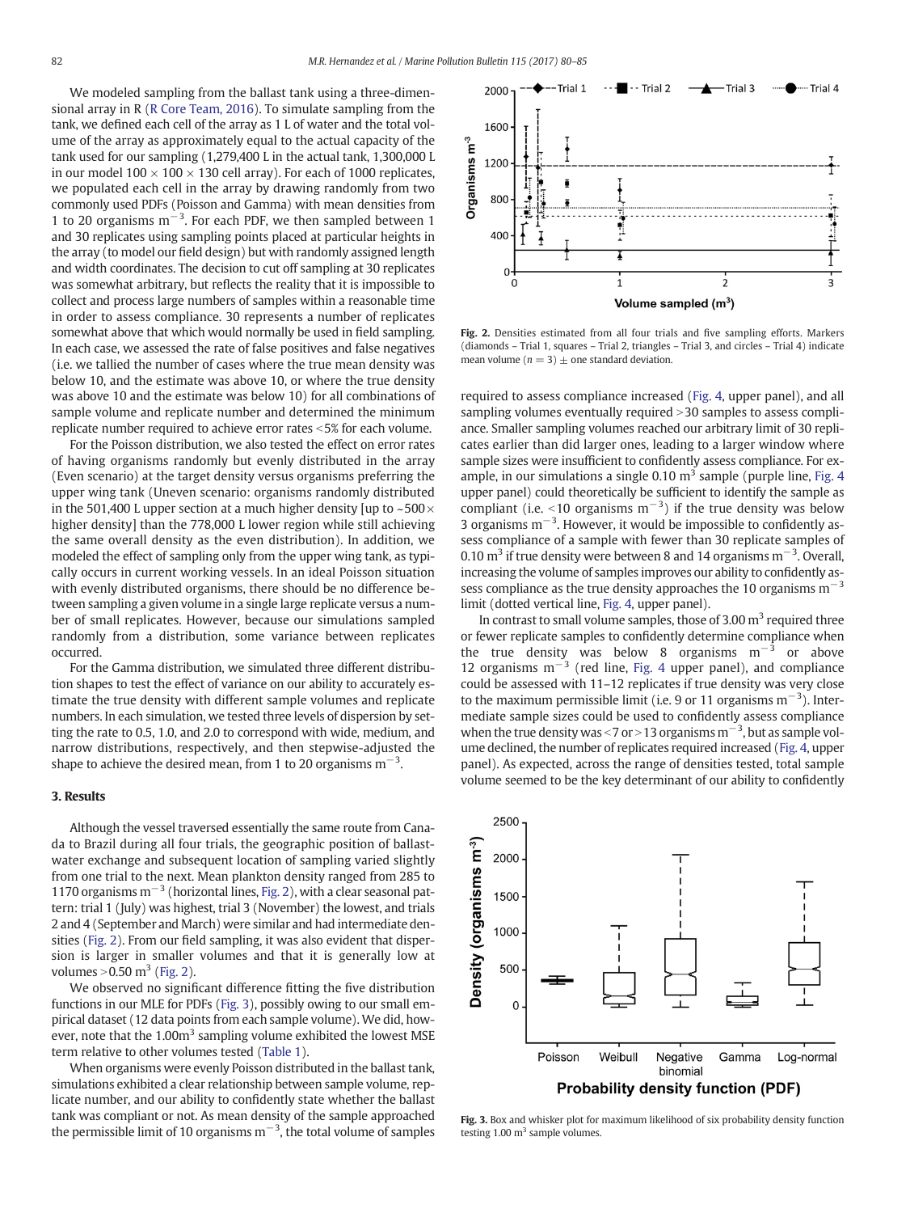We modeled sampling from the ballast tank using a three-dimensional array in R (R Core Team, 2016). To simulate sampling from the tank, we defined each cell of the array as 1 L of water and the total volume of the array as approximately equal to the actual capacity of the tank used for our sampling (1,279,400 L in the actual tank, 1,300,000 L in our model $100 \times 100 \times 130$ cell array). For each of 1000 replicates, we populated each cell in the array by drawing randomly from two commonly used PDFs (Poisson and Gamma) with mean densities from 1 to 20 organisms $m^{-3}$. For each PDF, we then sampled between 1 and 30 replicates using sampling points placed at particular heights in the array (to model our field design) but with randomly assigned length and width coordinates. The decision to cut off sampling at 30 replicates was somewhat arbitrary, but reflects the reality that it is impossible to collect and process large numbers of samples within a reasonable time in order to assess compliance. 30 represents a number of replicates somewhat above that which would normally be used in field sampling. In each case, we assessed the rate of false positives and false negatives (i.e. we tallied the number of cases where the true mean density was below 10, and the estimate was above 10, or where the true density was above 10 and the estimate was below 10) for all combinations of sample volume and replicate number and determined the minimum replicate number required to achieve error rates <5% for each volume.

For the Poisson distribution, we also tested the effect on error rates of having organisms randomly but evenly distributed in the array (Even scenario) at the target density versus organisms preferring the upper wing tank (Uneven scenario: organisms randomly distributed in the 501,400 L upper section at a much higher density [up to ~500× higher density] than the 778,000 L lower region while still achieving the same overall density as the even distribution). In addition, we modeled the effect of sampling only from the upper wing tank, as typically occurs in current working vessels. In an ideal Poisson situation with evenly distributed organisms, there should be no difference between sampling a given volume in a single large replicate versus a number of small replicates. However, because our simulations sampled randomly from a distribution, some variance between replicates occurred.

For the Gamma distribution, we simulated three different distribution shapes to test the effect of variance on our ability to accurately estimate the true density with different sample volumes and replicate numbers. In each simulation, we tested three levels of dispersion by setting the rate to 0.5, 1.0, and 2.0 to correspond with wide, medium, and narrow distributions, respectively, and then stepwise-adjusted the shape to achieve the desired mean, from 1 to 20 organisms $m^{-3}$.

## 3. Results

Although the vessel traversed essentially the same route from Canada to Brazil during all four trials, the geographic position of ballast-water exchange and subsequent location of sampling varied slightly from one trial to the next. Mean plankton density ranged from 285 to 1170 organisms $m^{-3}$ (horizontal lines, Fig. 2), with a clear seasonal pattern: trial 1 (July) was highest, trial 3 (November) the lowest, and trials 2 and 4 (September and March) were similar and had intermediate densities (Fig. 2). From our field sampling, it was also evident that dispersion is larger in smaller volumes and that it is generally low at volumes $>0.50$ $m^3$ (Fig. 2).

We observed no significant difference fitting the five distribution functions in our MLE for PDFs (Fig. 3), possibly owing to our small empirical dataset (12 data points from each sample volume). We did, however, note that the 1.00$m^3$ sampling volume exhibited the lowest MSE term relative to other volumes tested (Table 1).

When organisms were evenly Poisson distributed in the ballast tank, simulations exhibited a clear relationship between sample volume, replicate number, and our ability to confidently state whether the ballast tank was compliant or not. As mean density of the sample approached the permissible limit of 10 organisms $m^{-3}$, the total volume of samples required to assess compliance increased (Fig. 4, upper panel), and all sampling volumes eventually required >30 samples to assess compliance. Smaller sampling volumes reached our arbitrary limit of 30 replicates earlier than did larger ones, leading to a larger window where sample sizes were insufficient to confidently assess compliance. For example, in our simulations a single 0.10 $m^3$ sample (purple line, Fig. 4 upper panel) could theoretically be sufficient to identify the sample as compliant (i.e. <10 organisms $m^{-3}$) if the true density was below 3 organisms $m^{-3}$. However, it would be impossible to confidently assess compliance of a sample with fewer than 30 replicate samples of 0.10 $m^3$ if true density were between 8 and 14 organisms $m^{-3}$. Overall, increasing the volume of samples improves our ability to confidently assess compliance as the true density approaches the 10 organisms $m^{-3}$ limit (dotted vertical line, Fig. 4, upper panel).

In contrast to small volume samples, those of 3.00 $m^3$ required three or fewer replicate samples to confidently determine compliance when the true density was below 8 organisms $m^{-3}$ or above 12 organisms $m^{-3}$ (red line, Fig. 4 upper panel), and compliance could be assessed with 11–12 replicates if true density was very close to the maximum permissible limit (i.e. 9 or 11 organisms $m^{-3}$). Intermediate sample sizes could be used to confidently assess compliance when the true density was <7 or >13 organisms $m^{-3}$, but as sample volume declined, the number of replicates required increased (Fig. 4, upper panel). As expected, across the range of densities tested, total sample volume seemed to be the key determinant of our ability to confidently

Fig. 2. Densities estimated from all four trials and five sampling efforts. Markers (diamonds – Trial 1, squares – Trial 2, triangles – Trial 3, and circles – Trial 4) indicate mean volume ($n = 3$) ± one standard deviation.

Fig. 3. Box and whisker plot for maximum likelihood of six probability density function testing 1.00 $m^3$ sample volumes.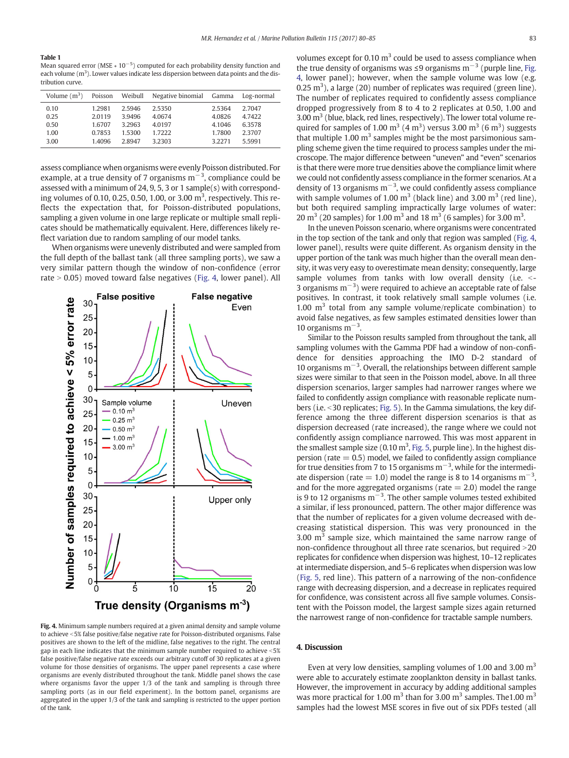**Table 1**
Mean squared error (MSE $* 10^{-5}$) computed for each probability density function and each volume ($m^3$). Lower values indicate less dispersion between data points and the distribution curve.

| Volume ($m^3$) | Poisson | Weibull | Negative binomial | Gamma | Log-normal |
|---|---|---|---|---|---|
| 0.10 | 1.2981 | 2.5946 | 2.5350 | 2.5364 | 2.7047 |
| 0.25 | 2.0119 | 3.9496 | 4.0674 | 4.0826 | 4.7422 |
| 0.50 | 1.6707 | 3.2963 | 4.0197 | 4.1046 | 6.3578 |
| 1.00 | 0.7853 | 1.5300 | 1.7222 | 1.7800 | 2.3707 |
| 3.00 | 1.4096 | 2.8947 | 3.2303 | 3.2271 | 5.5991 |

assess compliance when organisms were evenly Poisson distributed. For example, at a true density of 7 organisms $m^{-3}$, compliance could be assessed with a minimum of 24, 9, 5, 3 or 1 sample(s) with corresponding volumes of 0.10, 0.25, 0.50, 1.00, or 3.00 $m^3$, respectively. This reflects the expectation that, for Poisson-distributed populations, sampling a given volume in one large replicate or multiple small replicates should be mathematically equivalent. Here, differences likely reflect variation due to random sampling of our model tanks.

When organisms were unevenly distributed and were sampled from the full depth of the ballast tank (all three sampling ports), we saw a very similar pattern though the window of non-confidence (error rate > 0.05) moved toward false negatives (Fig. 4, lower panel). All volumes except for 0.10 $m^3$ could be used to assess compliance when the true density of organisms was ≤9 organisms $m^{-3}$ (purple line, Fig. 4, lower panel); however, when the sample volume was low (e.g. 0.25 $m^3$), a large (20) number of replicates was required (green line). The number of replicates required to confidently assess compliance dropped progressively from 8 to 4 to 2 replicates at 0.50, 1.00 and 3.00 $m^3$ (blue, black, red lines, respectively). The lower total volume required for samples of 1.00 $m^3$ (4 $m^3$) versus 3.00 $m^3$ (6 $m^3$) suggests that multiple 1.00 $m^3$ samples might be the most parsimonious sampling scheme given the time required to process samples under the microscope. The major difference between "uneven" and "even" scenarios is that there were more true densities above the compliance limit where we could not confidently assess compliance in the former scenarios. At a density of 13 organisms $m^{-3}$, we could confidently assess compliance with sample volumes of 1.00 $m^3$ (black line) and 3.00 $m^3$ (red line), but both required sampling impractically large volumes of water: 20 $m^3$ (20 samples) for 1.00 $m^3$ and 18 $m^3$ (6 samples) for 3.00 $m^3$.

In the uneven Poisson scenario, where organisms were concentrated in the top section of the tank and only that region was sampled (Fig. 4, lower panel), results were quite different. As organism density in the upper portion of the tank was much higher than the overall mean density, it was very easy to overestimate mean density; consequently, large sample volumes from tanks with low overall density (i.e. <3 organisms $m^{-3}$) were required to achieve an acceptable rate of false positives. In contrast, it took relatively small sample volumes (i.e. 1.00 $m^3$ total from any sample volume/replicate combination) to avoid false negatives, as few samples estimated densities lower than 10 organisms $m^{-3}$.

Similar to the Poisson results sampled from throughout the tank, all sampling volumes with the Gamma PDF had a window of non-confidence for densities approaching the IMO D-2 standard of 10 organisms $m^{-3}$. Overall, the relationships between different sample sizes were similar to that seen in the Poisson model, above. In all three dispersion scenarios, larger samples had narrower ranges where we failed to confidently assess compliance with reasonable replicate numbers (i.e. <30 replicates; Fig. 5). In the Gamma simulations, the key difference among the three different dispersion scenarios is that as dispersion decreased (rate increased), the range where we could not confidently assign compliance narrowed. This was most apparent in the smallest sample size (0.10 $m^3$, Fig. 5, purple line). In the highest dispersion (rate = 0.5) model, we failed to confidently assign compliance for true densities from 7 to 15 organisms $m^{-3}$, while for the intermediate dispersion (rate = 1.0) model the range is 8 to 14 organisms $m^{-3}$, and for the more aggregated organisms (rate = 2.0) model the range is 9 to 12 organisms $m^{-3}$. The other sample volumes tested exhibited a similar, if less pronounced, pattern. The other major difference was that the number of replicates for a given volume decreased with decreasing statistical dispersion. This was very pronounced in the 3.00 $m^3$ sample size, which maintained the same narrow range of non-confidence throughout all three rate scenarios, but required >20 replicates for confidence when dispersion was highest, 10–12 replicates at intermediate dispersion, and 5–6 replicates when dispersion was low (Fig. 5, red line). This pattern of a narrowing of the non-confidence range with decreasing dispersion, and a decrease in replicates required for confidence, was consistent across all five sample volumes. Consistent with the Poisson model, the largest sample sizes again returned the narrowest range of non-confidence for tractable sample numbers.

**Fig. 4.** Minimum sample numbers required at a given animal density and sample volume to achieve <5% false positive/false negative rate for Poisson-distributed organisms. False positives are shown to the left of the midline, false negatives to the right. The central gap in each line indicates that the minimum sample number required to achieve <5% false positive/false negative rate exceeds our arbitrary cutoff of 30 replicates at a given volume for those densities of organisms. The upper panel represents a case where organisms are evenly distributed throughout the tank. Middle panel shows the case where organisms favor the upper 1/3 of the tank and sampling is through three sampling ports (as in our field experiment). In the bottom panel, organisms are aggregated in the upper 1/3 of the tank and sampling is restricted to the upper portion of the tank.

## 4. Discussion

Even at very low densities, sampling volumes of 1.00 and 3.00 $m^3$ were able to accurately estimate zooplankton density in ballast tanks. However, the improvement in accuracy by adding additional samples was more practical for 1.00 $m^3$ than for 3.00 $m^3$ samples. The1.00 $m^3$ samples had the lowest MSE scores in five out of six PDFs tested (all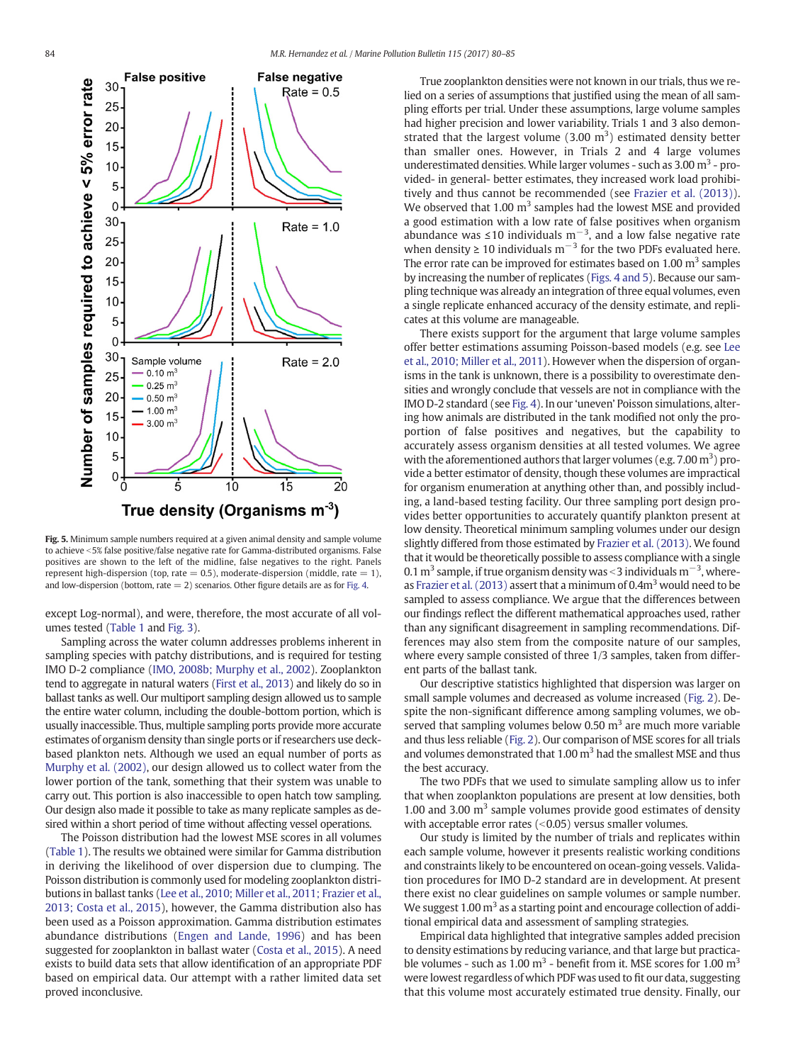Fig. 5. Minimum sample numbers required at a given animal density and sample volume to achieve <5% false positive/false negative rate for Gamma-distributed organisms. False positives are shown to the left of the midline, false negatives to the right. Panels represent high-dispersion (top, rate = 0.5), moderate-dispersion (middle, rate = 1), and low-dispersion (bottom, rate = 2) scenarios. Other figure details are as for Fig. 4.

except Log-normal), and were, therefore, the most accurate of all volumes tested (Table 1 and Fig. 3).

Sampling across the water column addresses problems inherent in sampling species with patchy distributions, and is required for testing IMO D-2 compliance (IMO, 2008b; Murphy et al., 2002). Zooplankton tend to aggregate in natural waters (First et al., 2013) and likely do so in ballast tanks as well. Our multiport sampling design allowed us to sample the entire water column, including the double-bottom portion, which is usually inaccessible. Thus, multiple sampling ports provide more accurate estimates of organism density than single ports or if researchers use deck-based plankton nets. Although we used an equal number of ports as Murphy et al. (2002), our design allowed us to collect water from the lower portion of the tank, something that their system was unable to carry out. This portion is also inaccessible to open hatch tow sampling. Our design also made it possible to take as many replicate samples as desired within a short period of time without affecting vessel operations.

The Poisson distribution had the lowest MSE scores in all volumes (Table 1). The results we obtained were similar for Gamma distribution in deriving the likelihood of over dispersion due to clumping. The Poisson distribution is commonly used for modeling zooplankton distributions in ballast tanks (Lee et al., 2010; Miller et al., 2011; Frazier et al., 2013; Costa et al., 2015), however, the Gamma distribution also has been used as a Poisson approximation. Gamma distribution estimates abundance distributions (Engen and Lande, 1996) and has been suggested for zooplankton in ballast water (Costa et al., 2015). A need exists to build data sets that allow identification of an appropriate PDF based on empirical data. Our attempt with a rather limited data set proved inconclusive.

True zooplankton densities were not known in our trials, thus we relied on a series of assumptions that justified using the mean of all sampling efforts per trial. Under these assumptions, large volume samples had higher precision and lower variability. Trials 1 and 3 also demonstrated that the largest volume (3.00 $m^3$) estimated density better than smaller ones. However, in Trials 2 and 4 large volumes underestimated densities. While larger volumes - such as 3.00 $m^3$ - provided- in general- better estimates, they increased work load prohibitively and thus cannot be recommended (see Frazier et al. (2013)). We observed that 1.00 $m^3$ samples had the lowest MSE and provided a good estimation with a low rate of false positives when organism abundance was ≤10 individuals $m^{-3}$, and a low false negative rate when density ≥ 10 individuals $m^{-3}$ for the two PDFs evaluated here. The error rate can be improved for estimates based on 1.00 $m^3$ samples by increasing the number of replicates (Figs. 4 and 5). Because our sampling technique was already an integration of three equal volumes, even a single replicate enhanced accuracy of the density estimate, and replicates at this volume are manageable.

There exists support for the argument that large volume samples offer better estimations assuming Poisson-based models (e.g. see Lee et al., 2010; Miller et al., 2011). However when the dispersion of organisms in the tank is unknown, there is a possibility to overestimate densities and wrongly conclude that vessels are not in compliance with the IMO D-2 standard (see Fig. 4). In our 'uneven' Poisson simulations, altering how animals are distributed in the tank modified not only the proportion of false positives and negatives, but the capability to accurately assess organism densities at all tested volumes. We agree with the aforementioned authors that larger volumes (e.g. 7.00 $m^3$) provide a better estimator of density, though these volumes are impractical for organism enumeration at anything other than, and possibly including, a land-based testing facility. Our three sampling port design provides better opportunities to accurately quantify plankton present at low density. Theoretical minimum sampling volumes under our design slightly differed from those estimated by Frazier et al. (2013). We found that it would be theoretically possible to assess compliance with a single 0.1 $m^3$ sample, if true organism density was <3 individuals $m^{-3}$, whereas Frazier et al. (2013) assert that a minimum of 0.4$m^3$ would need to be sampled to assess compliance. We argue that the differences between our findings reflect the different mathematical approaches used, rather than any significant disagreement in sampling recommendations. Differences may also stem from the composite nature of our samples, where every sample consisted of three 1/3 samples, taken from different parts of the ballast tank.

Our descriptive statistics highlighted that dispersion was larger on small sample volumes and decreased as volume increased (Fig. 2). Despite the non-significant difference among sampling volumes, we observed that sampling volumes below 0.50 $m^3$ are much more variable and thus less reliable (Fig. 2). Our comparison of MSE scores for all trials and volumes demonstrated that 1.00 $m^3$ had the smallest MSE and thus the best accuracy.

The two PDFs that we used to simulate sampling allow us to infer that when zooplankton populations are present at low densities, both 1.00 and 3.00 $m^3$ sample volumes provide good estimates of density with acceptable error rates (<0.05) versus smaller volumes.

Our study is limited by the number of trials and replicates within each sample volume, however it presents realistic working conditions and constraints likely to be encountered on ocean-going vessels. Validation procedures for IMO D-2 standard are in development. At present there exist no clear guidelines on sample volumes or sample number. We suggest 1.00 $m^3$ as a starting point and encourage collection of additional empirical data and assessment of sampling strategies.

Empirical data highlighted that integrative samples added precision to density estimations by reducing variance, and that large but practicable volumes - such as 1.00 $m^3$ - benefit from it. MSE scores for 1.00 $m^3$ were lowest regardless of which PDF was used to fit our data, suggesting that this volume most accurately estimated true density. Finally, our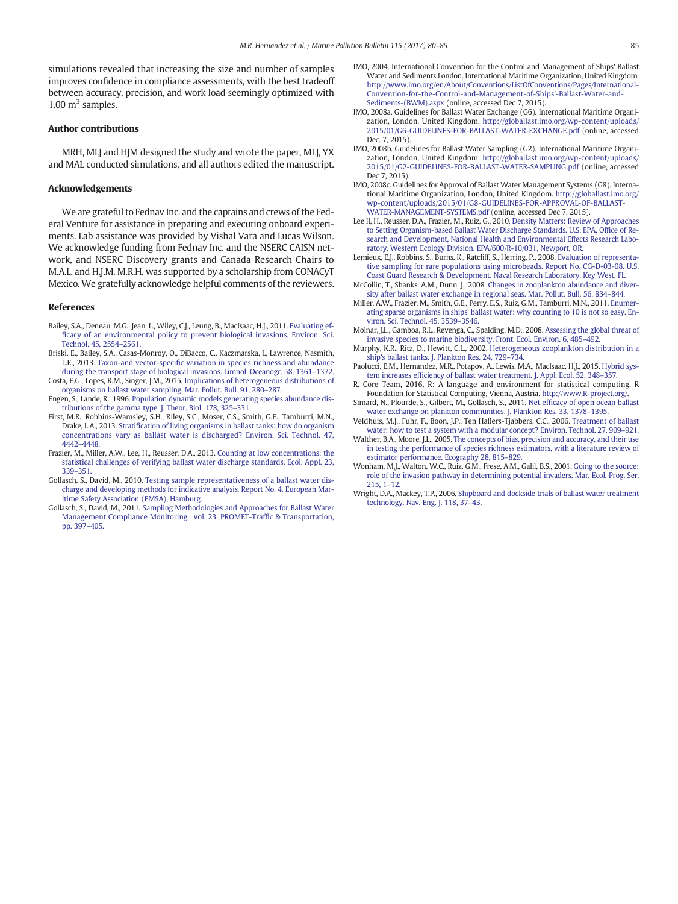simulations revealed that increasing the size and number of samples improves confidence in compliance assessments, with the best tradeoff between accuracy, precision, and work load seemingly optimized with 1.00 $m^3$ samples.

## Author contributions

MRH, MLJ and HJM designed the study and wrote the paper, MLJ, YX and MAL conducted simulations, and all authors edited the manuscript.

## Acknowledgements

We are grateful to Fednav Inc. and the captains and crews of the Federal Venture for assistance in preparing and executing onboard experiments. Lab assistance was provided by Vishal Vara and Lucas Wilson. We acknowledge funding from Fednav Inc. and the NSERC CAISN network, and NSERC Discovery grants and Canada Research Chairs to M.A.L. and H.J.M. M.R.H. was supported by a scholarship from CONACyT Mexico. We gratefully acknowledge helpful comments of the reviewers.

## References

Bailey, S.A., Deneau, M.G., Jean, L., Wiley, C.J., Leung, B., MacIsaac, H.J., 2011. Evaluating efficacy of an environmental policy to prevent biological invasions. Environ. Sci. Technol. 45, 2554–2561.

Briski, E., Bailey, S.A., Casas-Monroy, O., DiBacco, C., Kaczmarska, I., Lawrence, Nasmith, L.E., 2013. Taxon-and vector-specific variation in species richness and abundance during the transport stage of biological invasions. Limnol. Oceanogr. 58, 1361–1372.

Costa, E.G., Lopes, R.M., Singer, J.M., 2015. Implications of heterogeneous distributions of organisms on ballast water sampling. Mar. Pollut. Bull. 91, 280–287.

Engen, S., Lande, R., 1996. Population dynamic models generating species abundance distributions of the gamma type. J. Theor. Biol. 178, 325–331.

First, M.R., Robbins-Wamsley, S.H., Riley, S.C., Moser, C.S., Smith, G.E., Tamburri, M.N., Drake, L.A., 2013. Stratification of living organisms in ballast tanks: how do organism concentrations vary as ballast water is discharged? Environ. Sci. Technol. 47, 4442–4448.

Frazier, M., Miller, A.W., Lee, H., Reusser, D.A., 2013. Counting at low concentrations: the statistical challenges of verifying ballast water discharge standards. Ecol. Appl. 23, 339–351.

Gollasch, S., David, M., 2010. Testing sample representativeness of a ballast water discharge and developing methods for indicative analysis. Report No. 4. European Maritime Safety Association (EMSA), Hamburg.

Gollasch, S., David, M., 2011. Sampling Methodologies and Approaches for Ballast Water Management Compliance Monitoring. vol. 23. PROMET-Traffic & Transportation, pp. 397–405.

IMO, 2004. International Convention for the Control and Management of Ships' Ballast Water and Sediments London. International Maritime Organization, United Kingdom. http://www.imo.org/en/About/Conventions/ListOfConventions/Pages/International-Convention-for-the-Control-and-Management-of-Ships'-Ballast-Water-and-Sediments-(BWM).aspx (online, accessed Dec 7, 2015).

IMO, 2008a. Guidelines for Ballast Water Exchange (G6). International Maritime Organization, London, United Kingdom. http://globallast.imo.org/wp-content/uploads/2015/01/G6-GUIDELINES-FOR-BALLAST-WATER-EXCHANGE.pdf (online, accessed Dec. 7, 2015).

IMO, 2008b. Guidelines for Ballast Water Sampling (G2). International Maritime Organization, London, United Kingdom. http://globallast.imo.org/wp-content/uploads/2015/01/G2-GUIDELINES-FOR-BALLAST-WATER-SAMPLING.pdf (online, accessed Dec 7, 2015).

IMO, 2008c. Guidelines for Approval of Ballast Water Management Systems (G8). International Maritime Organization, London, United Kingdom. http://globallast.imo.org/wp-content/uploads/2015/01/G8-GUIDELINES-FOR-APPROVAL-OF-BALLAST-WATER-MANAGEMENT-SYSTEMS.pdf (online, accessed Dec 7, 2015).

Lee II, H., Reusser, D.A., Frazier, M., Ruiz, G., 2010. Density Matters: Review of Approaches to Setting Organism-based Ballast Water Discharge Standards. U.S. EPA, Office of Research and Development, National Health and Environmental Effects Research Laboratory, Western Ecology Division. EPA/600/R-10/031, Newport, OR.

Lemieux, E.J., Robbins, S., Burns, K., Ratcliff, S., Herring, P., 2008. Evaluation of representative sampling for rare populations using microbeads. Report No. CG-D-03-08. U.S. Coast Guard Research & Development. Naval Research Laboratory, Key West, FL.

McCollin, T., Shanks, A.M., Dunn, J., 2008. Changes in zooplankton abundance and diversity after ballast water exchange in regional seas. Mar. Pollut. Bull. 56, 834–844.

Miller, A.W., Frazier, M., Smith, G.E., Perry, E.S., Ruiz, G.M., Tamburri, M.N., 2011. Enumerating sparse organisms in ships' ballast water: why counting to 10 is not so easy. Environ. Sci. Technol. 45, 3539–3546.

Molnar, J.L., Gamboa, R.L., Revenga, C., Spalding, M.D., 2008. Assessing the global threat of invasive species to marine biodiversity. Front. Ecol. Environ. 6, 485–492.

Murphy, K.R., Ritz, D., Hewitt, C.L., 2002. Heterogeneous zooplankton distribution in a ship's ballast tanks. J. Plankton Res. 24, 729–734.

Paolucci, E.M., Hernandez, M.R., Potapov, A., Lewis, M.A., MacIsaac, H.J., 2015. Hybrid system increases efficiency of ballast water treatment. J. Appl. Ecol. 52, 348–357.

R. Core Team, 2016. R: A language and environment for statistical computing. R Foundation for Statistical Computing, Vienna, Austria. http://www.R-project.org/.

Simard, N., Plourde, S., Gilbert, M., Gollasch, S., 2011. Net efficacy of open ocean ballast water exchange on plankton communities. J. Plankton Res. 33, 1378–1395.

Veldhuis, M.J., Fuhr, F., Boon, J.P., Ten Hallers-Tjabbers, C.C., 2006. Treatment of ballast water; how to test a system with a modular concept? Environ. Technol. 27, 909–921.

Walther, B.A., Moore, J.L., 2005. The concepts of bias, precision and accuracy, and their use in testing the performance of species richness estimators, with a literature review of estimator performance. Ecography 28, 815–829.

Wonham, M.J., Walton, W.C., Ruiz, G.M., Frese, A.M., Galil, B.S., 2001. Going to the source: role of the invasion pathway in determining potential invaders. Mar. Ecol. Prog. Ser. 215, 1–12.

Wright, D.A., Mackey, T.P., 2006. Shipboard and dockside trials of ballast water treatment technology. Nav. Eng. J. 118, 37–43.